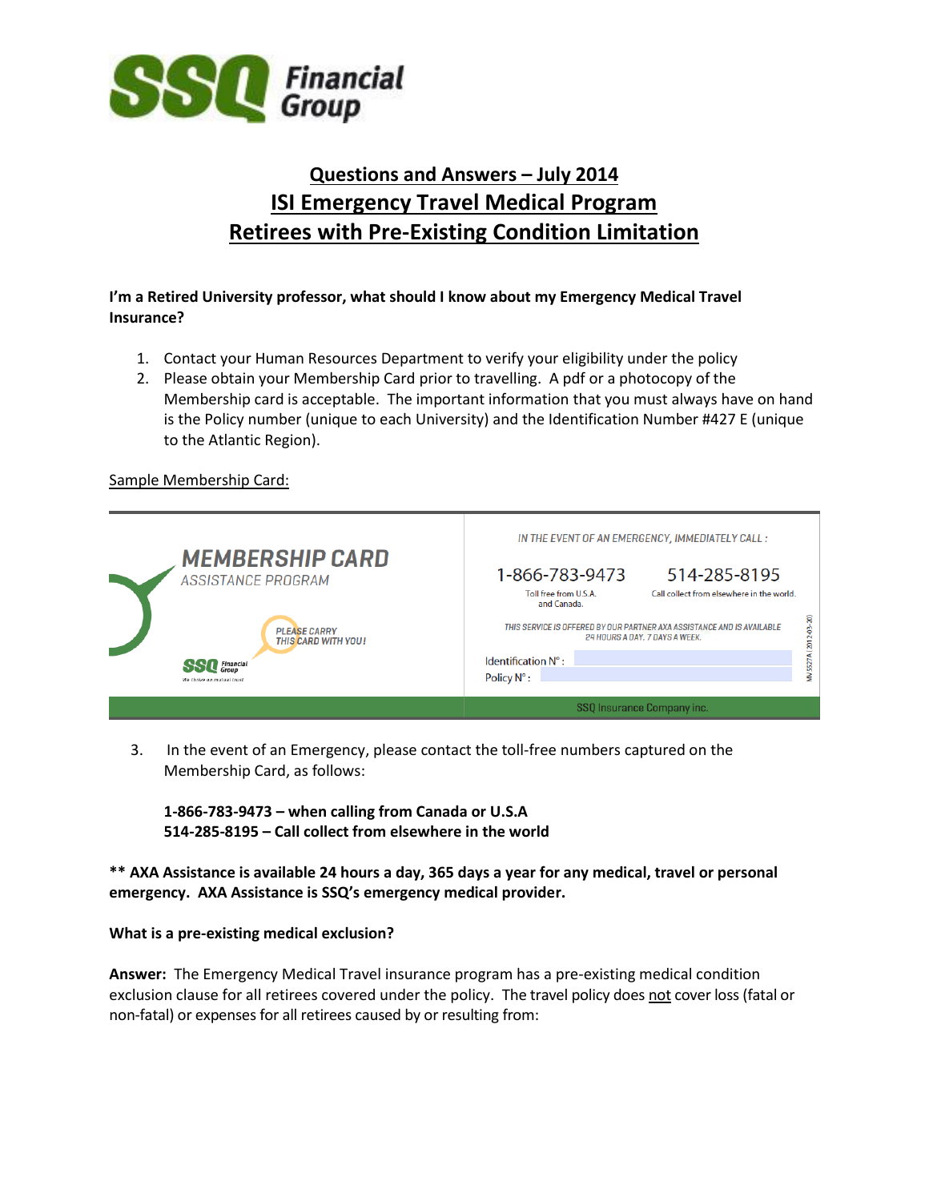SSQ Financial Group

# Questions and Answers – July 2014
# ISI Emergency Travel Medical Program
# Retirees with Pre-Existing Condition Limitation

**I'm a Retired University professor, what should I know about my Emergency Medical Travel Insurance?**

1. Contact your Human Resources Department to verify your eligibility under the policy
2. Please obtain your Membership Card prior to travelling. A pdf or a photocopy of the Membership card is acceptable. The important information that you must always have on hand is the Policy number (unique to each University) and the Identification Number #427 E (unique to the Atlantic Region).

Sample Membership Card:

MEMBERSHIP CARD
ASSISTANCE PROGRAM

PLEASE CARRY THIS CARD WITH YOU!

SSQ Financial Group

IN THE EVENT OF AN EMERGENCY, IMMEDIATELY CALL :

1-866-783-9473 — Toll free from U.S.A. and Canada.

514-285-8195 — Call collect from elsewhere in the world.

THIS SERVICE IS OFFERED BY OUR PARTNER AXA ASSISTANCE AND IS AVAILABLE 24 HOURS A DAY, 7 DAYS A WEEK.

Identification N° :

Policy N° :

SSQ Insurance Company inc.

3. In the event of an Emergency, please contact the toll-free numbers captured on the Membership Card, as follows:

   **1-866-783-9473 – when calling from Canada or U.S.A**
   **514-285-8195 – Call collect from elsewhere in the world**

**** AXA Assistance is available 24 hours a day, 365 days a year for any medical, travel or personal emergency. AXA Assistance is SSQ's emergency medical provider.**

**What is a pre-existing medical exclusion?**

**Answer:** The Emergency Medical Travel insurance program has a pre-existing medical condition exclusion clause for all retirees covered under the policy. The travel policy does not cover loss (fatal or non-fatal) or expenses for all retirees caused by or resulting from: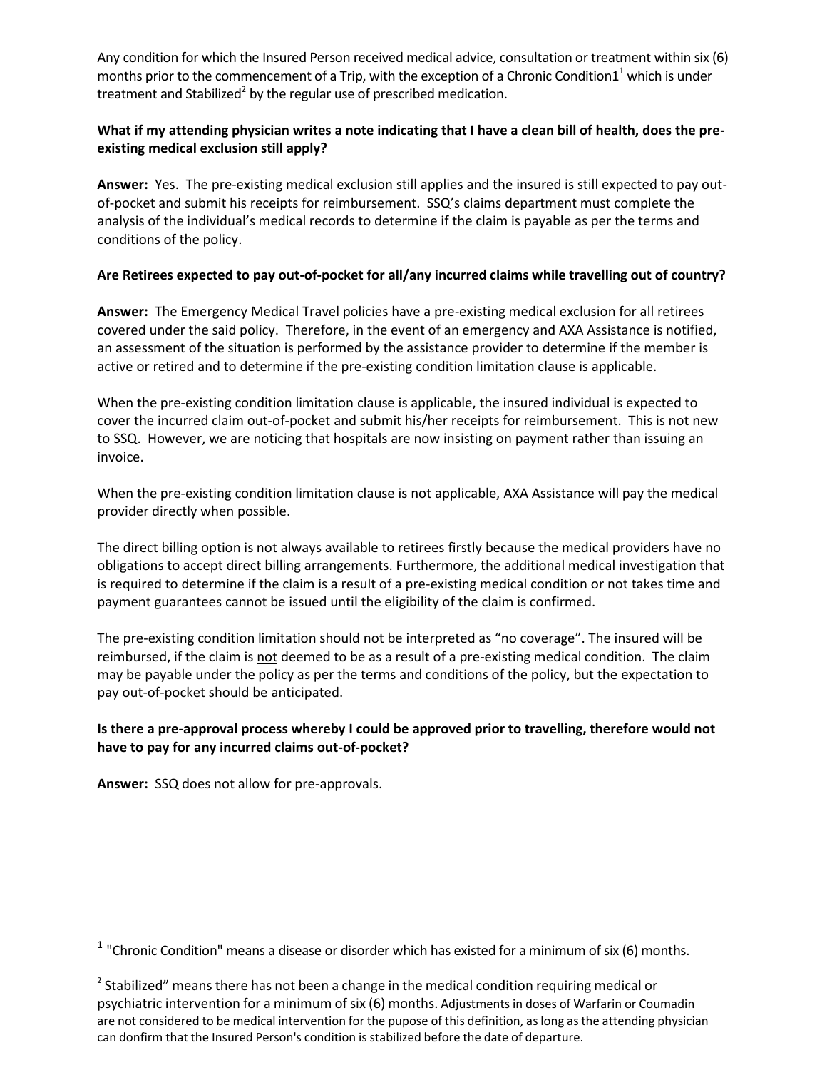Any condition for which the Insured Person received medical advice, consultation or treatment within six (6) months prior to the commencement of a Trip, with the exception of a Chronic Condition1[1] which is under treatment and Stabilized[2] by the regular use of prescribed medication.

**What if my attending physician writes a note indicating that I have a clean bill of health, does the pre-existing medical exclusion still apply?**

**Answer:** Yes. The pre-existing medical exclusion still applies and the insured is still expected to pay out-of-pocket and submit his receipts for reimbursement. SSQ's claims department must complete the analysis of the individual's medical records to determine if the claim is payable as per the terms and conditions of the policy.

**Are Retirees expected to pay out-of-pocket for all/any incurred claims while travelling out of country?**

**Answer:** The Emergency Medical Travel policies have a pre-existing medical exclusion for all retirees covered under the said policy. Therefore, in the event of an emergency and AXA Assistance is notified, an assessment of the situation is performed by the assistance provider to determine if the member is active or retired and to determine if the pre-existing condition limitation clause is applicable.

When the pre-existing condition limitation clause is applicable, the insured individual is expected to cover the incurred claim out-of-pocket and submit his/her receipts for reimbursement. This is not new to SSQ. However, we are noticing that hospitals are now insisting on payment rather than issuing an invoice.

When the pre-existing condition limitation clause is not applicable, AXA Assistance will pay the medical provider directly when possible.

The direct billing option is not always available to retirees firstly because the medical providers have no obligations to accept direct billing arrangements. Furthermore, the additional medical investigation that is required to determine if the claim is a result of a pre-existing medical condition or not takes time and payment guarantees cannot be issued until the eligibility of the claim is confirmed.

The pre-existing condition limitation should not be interpreted as "no coverage". The insured will be reimbursed, if the claim is not deemed to be as a result of a pre-existing medical condition. The claim may be payable under the policy as per the terms and conditions of the policy, but the expectation to pay out-of-pocket should be anticipated.

**Is there a pre-approval process whereby I could be approved prior to travelling, therefore would not have to pay for any incurred claims out-of-pocket?**

**Answer:** SSQ does not allow for pre-approvals.

---

[1] "Chronic Condition" means a disease or disorder which has existed for a minimum of six (6) months.

[2] Stabilized" means there has not been a change in the medical condition requiring medical or psychiatric intervention for a minimum of six (6) months. Adjustments in doses of Warfarin or Coumadin are not considered to be medical intervention for the pupose of this definition, as long as the attending physician can donfirm that the Insured Person's condition is stabilized before the date of departure.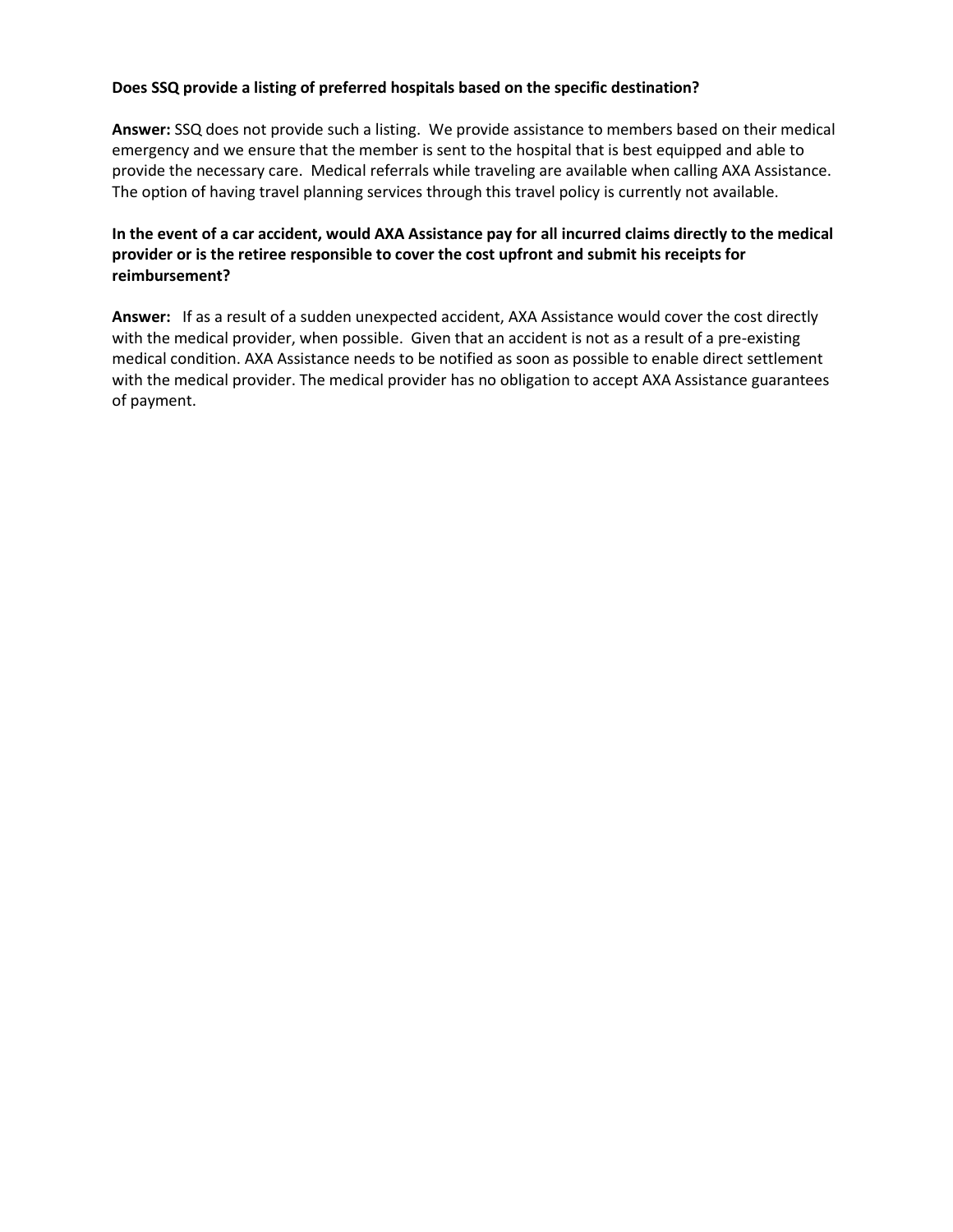**Does SSQ provide a listing of preferred hospitals based on the specific destination?**

**Answer:** SSQ does not provide such a listing. We provide assistance to members based on their medical emergency and we ensure that the member is sent to the hospital that is best equipped and able to provide the necessary care. Medical referrals while traveling are available when calling AXA Assistance. The option of having travel planning services through this travel policy is currently not available.

**In the event of a car accident, would AXA Assistance pay for all incurred claims directly to the medical provider or is the retiree responsible to cover the cost upfront and submit his receipts for reimbursement?**

**Answer:** If as a result of a sudden unexpected accident, AXA Assistance would cover the cost directly with the medical provider, when possible. Given that an accident is not as a result of a pre-existing medical condition. AXA Assistance needs to be notified as soon as possible to enable direct settlement with the medical provider. The medical provider has no obligation to accept AXA Assistance guarantees of payment.